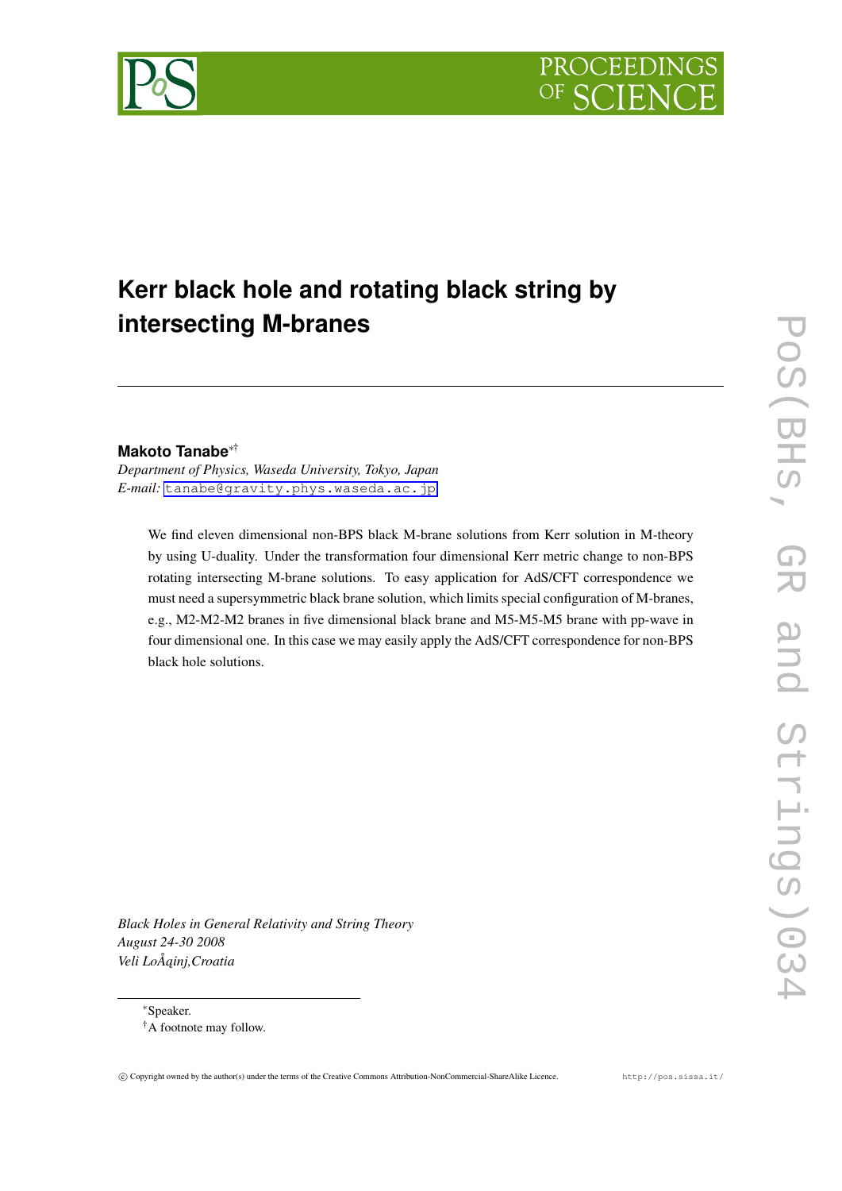# Kerr black hole and rotating black string by intersecting M-branes

**Makoto Tanabe**[∗†]

*Department of Physics, Waseda University, Tokyo, Japan*
*E-mail:* tanabe@gravity.phys.waseda.ac.jp

We find eleven dimensional non-BPS black M-brane solutions from Kerr solution in M-theory by using U-duality. Under the transformation four dimensional Kerr metric change to non-BPS rotating intersecting M-brane solutions. To easy application for AdS/CFT correspondence we must need a supersymmetric black brane solution, which limits special configuration of M-branes, e.g., M2-M2-M2 branes in five dimensional black brane and M5-M5-M5 brane with pp-wave in four dimensional one. In this case we may easily apply the AdS/CFT correspondence for non-BPS black hole solutions.

*Black Holes in General Relativity and String Theory*
*August 24-30 2008*
*Veli LoÅqinj,Croatia*

---

∗Speaker.
†A footnote may follow.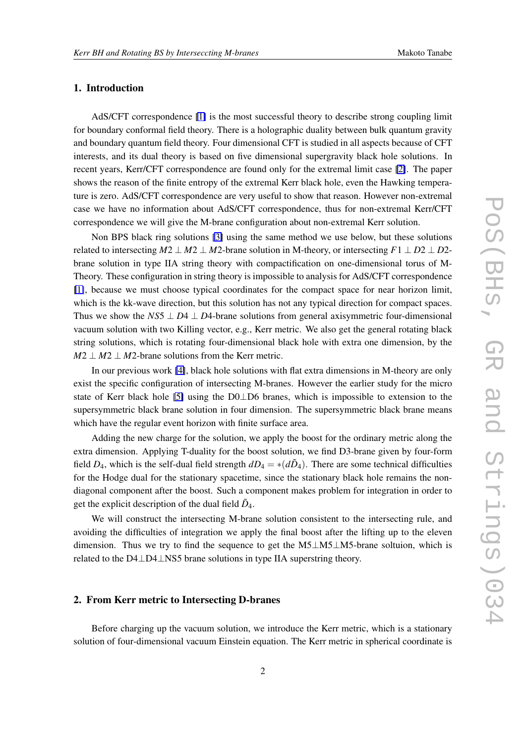## 1. Introduction

AdS/CFT correspondence [1] is the most successful theory to describe strong coupling limit for boundary conformal field theory. There is a holographic duality between bulk quantum gravity and boundary quantum field theory. Four dimensional CFT is studied in all aspects because of CFT interests, and its dual theory is based on five dimensional supergravity black hole solutions. In recent years, Kerr/CFT correspondence are found only for the extremal limit case [2]. The paper shows the reason of the finite entropy of the extremal Kerr black hole, even the Hawking temperature is zero. AdS/CFT correspondence are very useful to show that reason. However non-extremal case we have no information about AdS/CFT correspondence, thus for non-extremal Kerr/CFT correspondence we will give the M-brane configuration about non-extremal Kerr solution.

Non BPS black ring solutions [3] using the same method we use below, but these solutions related to intersecting $M2 \perp M2 \perp M2$-brane solution in M-theory, or intersecting $F1 \perp D2 \perp D2$-brane solution in type IIA string theory with compactification on one-dimensional torus of M-Theory. These configuration in string theory is impossible to analysis for AdS/CFT correspondence [1], because we must choose typical coordinates for the compact space for near horizon limit, which is the kk-wave direction, but this solution has not any typical direction for compact spaces. Thus we show the $NS5 \perp D4 \perp D4$-brane solutions from general axisymmetric four-dimensional vacuum solution with two Killing vector, e.g., Kerr metric. We also get the general rotating black string solutions, which is rotating four-dimensional black hole with extra one dimension, by the $M2 \perp M2 \perp M2$-brane solutions from the Kerr metric.

In our previous work [4], black hole solutions with flat extra dimensions in M-theory are only exist the specific configuration of intersecting M-branes. However the earlier study for the micro state of Kerr black hole [5] using the D0⊥D6 branes, which is impossible to extension to the supersymmetric black brane solution in four dimension. The supersymmetric black brane means which have the regular event horizon with finite surface area.

Adding the new charge for the solution, we apply the boost for the ordinary metric along the extra dimension. Applying T-duality for the boost solution, we find D3-brane given by four-form field $D_4$, which is the self-dual field strength $dD_4 = *(d\tilde{D}_4)$. There are some technical difficulties for the Hodge dual for the stationary spacetime, since the stationary black hole remains the non-diagonal component after the boost. Such a component makes problem for integration in order to get the explicit description of the dual field $\tilde{D}_4$.

We will construct the intersecting M-brane solution consistent to the intersecting rule, and avoiding the difficulties of integration we apply the final boost after the lifting up to the eleven dimension. Thus we try to find the sequence to get the M5⊥M5⊥M5-brane soltuion, which is related to the D4⊥D4⊥NS5 brane solutions in type IIA superstring theory.

## 2. From Kerr metric to Intersecting D-branes

Before charging up the vacuum solution, we introduce the Kerr metric, which is a stationary solution of four-dimensional vacuum Einstein equation. The Kerr metric in spherical coordinate is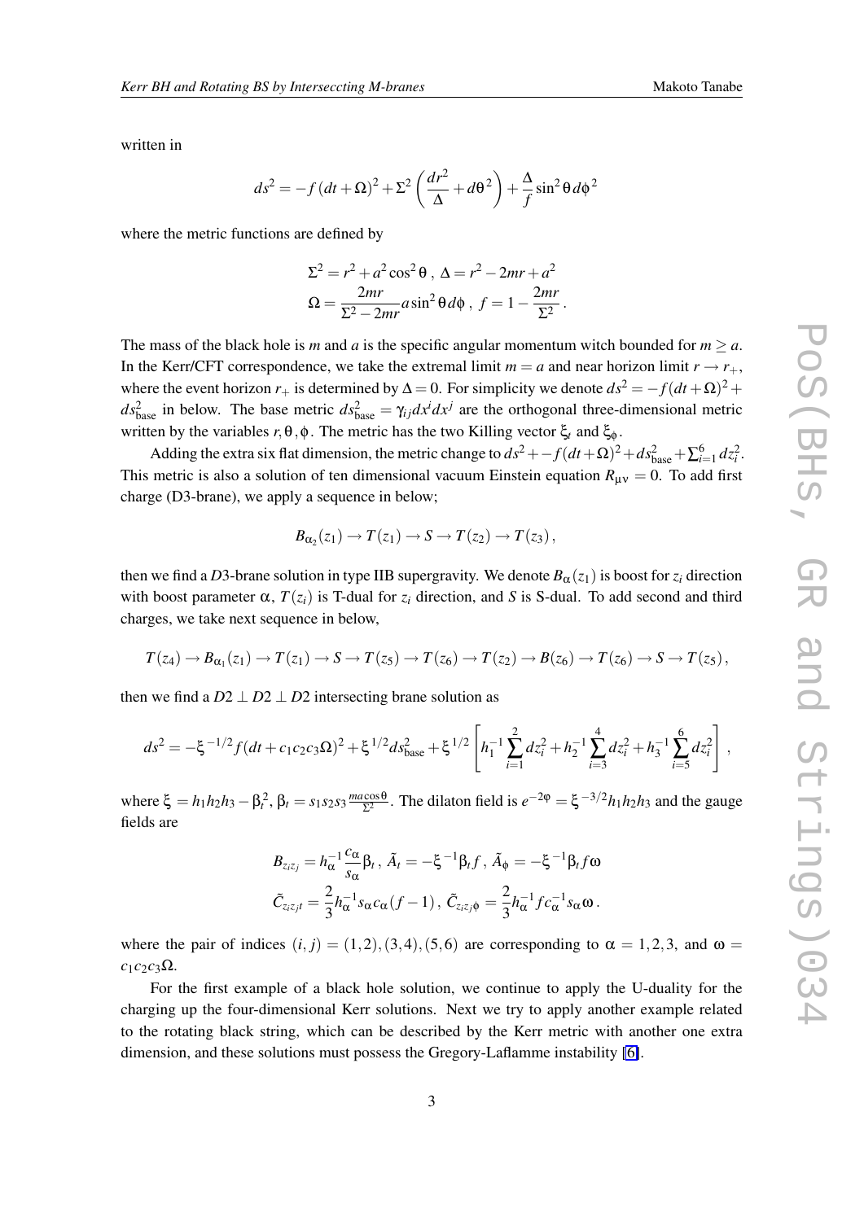written in

$$ds^2 = -f(dt+\Omega)^2 + \Sigma^2\left(\frac{dr^2}{\Delta} + d\theta^2\right) + \frac{\Delta}{f}\sin^2\theta\, d\phi^2$$

where the metric functions are defined by

$$\Sigma^2 = r^2 + a^2\cos^2\theta\,,\; \Delta = r^2 - 2mr + a^2$$
$$\Omega = \frac{2mr}{\Sigma^2 - 2mr} a\sin^2\theta\, d\phi\,,\; f = 1 - \frac{2mr}{\Sigma^2}\,.$$

The mass of the black hole is $m$ and $a$ is the specific angular momentum witch bounded for $m \geq a$. In the Kerr/CFT correspondence, we take the extremal limit $m = a$ and near horizon limit $r \to r_+$, where the event horizon $r_+$ is determined by $\Delta = 0$. For simplicity we denote $ds^2 = -f(dt+\Omega)^2 + ds^2_{\text{base}}$ in below. The base metric $ds^2_{\text{base}} = \gamma_{ij}dx^i dx^j$ are the orthogonal three-dimensional metric written by the variables $r, \theta, \phi$. The metric has the two Killing vector $\xi_t$ and $\xi_\phi$.

Adding the extra six flat dimension, the metric change to $ds^2 + -f(dt+\Omega)^2 + ds^2_{\text{base}} + \sum_{i=1}^{6} dz_i^2$. This metric is also a solution of ten dimensional vacuum Einstein equation $R_{\mu\nu} = 0$. To add first charge (D3-brane), we apply a sequence in below;

$$B_{\alpha_2}(z_1) \to T(z_1) \to S \to T(z_2) \to T(z_3)\,,$$

then we find a $D3$-brane solution in type IIB supergravity. We denote $B_\alpha(z_1)$ is boost for $z_i$ direction with boost parameter $\alpha$, $T(z_i)$ is T-dual for $z_i$ direction, and $S$ is S-dual. To add second and third charges, we take next sequence in below,

$$T(z_4) \to B_{\alpha_1}(z_1) \to T(z_1) \to S \to T(z_5) \to T(z_6) \to T(z_2) \to B(z_6) \to T(z_6) \to S \to T(z_5)\,,$$

then we find a $D2 \perp D2 \perp D2$ intersecting brane solution as

$$ds^2 = -\xi^{-1/2} f(dt + c_1c_2c_3\Omega)^2 + \xi^{1/2} ds^2_{\text{base}} + \xi^{1/2}\left[h_1^{-1}\sum_{i=1}^{2} dz_i^2 + h_2^{-1}\sum_{i=3}^{4} dz_i^2 + h_3^{-1}\sum_{i=5}^{6} dz_i^2\right]\,,$$

where $\xi = h_1h_2h_3 - \beta_t^2$, $\beta_t = s_1s_2s_3\frac{ma\cos\theta}{\Sigma^2}$. The dilaton field is $e^{-2\varphi} = \xi^{-3/2}h_1h_2h_3$ and the gauge fields are

$$B_{z_iz_j} = h_\alpha^{-1}\frac{c_\alpha}{s_\alpha}\beta_t\,,\; \tilde{A}_t = -\xi^{-1}\beta_t f\,,\; \tilde{A}_\phi = -\xi^{-1}\beta_t f\omega$$
$$\tilde{C}_{z_iz_jt} = \frac{2}{3}h_\alpha^{-1}s_\alpha c_\alpha(f-1)\,,\; \tilde{C}_{z_iz_j\phi} = \frac{2}{3}h_\alpha^{-1} f c_\alpha^{-1} s_\alpha\omega\,.$$

where the pair of indices $(i,j) = (1,2),(3,4),(5,6)$ are corresponding to $\alpha = 1,2,3$, and $\omega = c_1c_2c_3\Omega$.

For the first example of a black hole solution, we continue to apply the U-duality for the charging up the four-dimensional Kerr solutions. Next we try to apply another example related to the rotating black string, which can be described by the Kerr metric with another one extra dimension, and these solutions must possess the Gregory-Laflamme instability [6].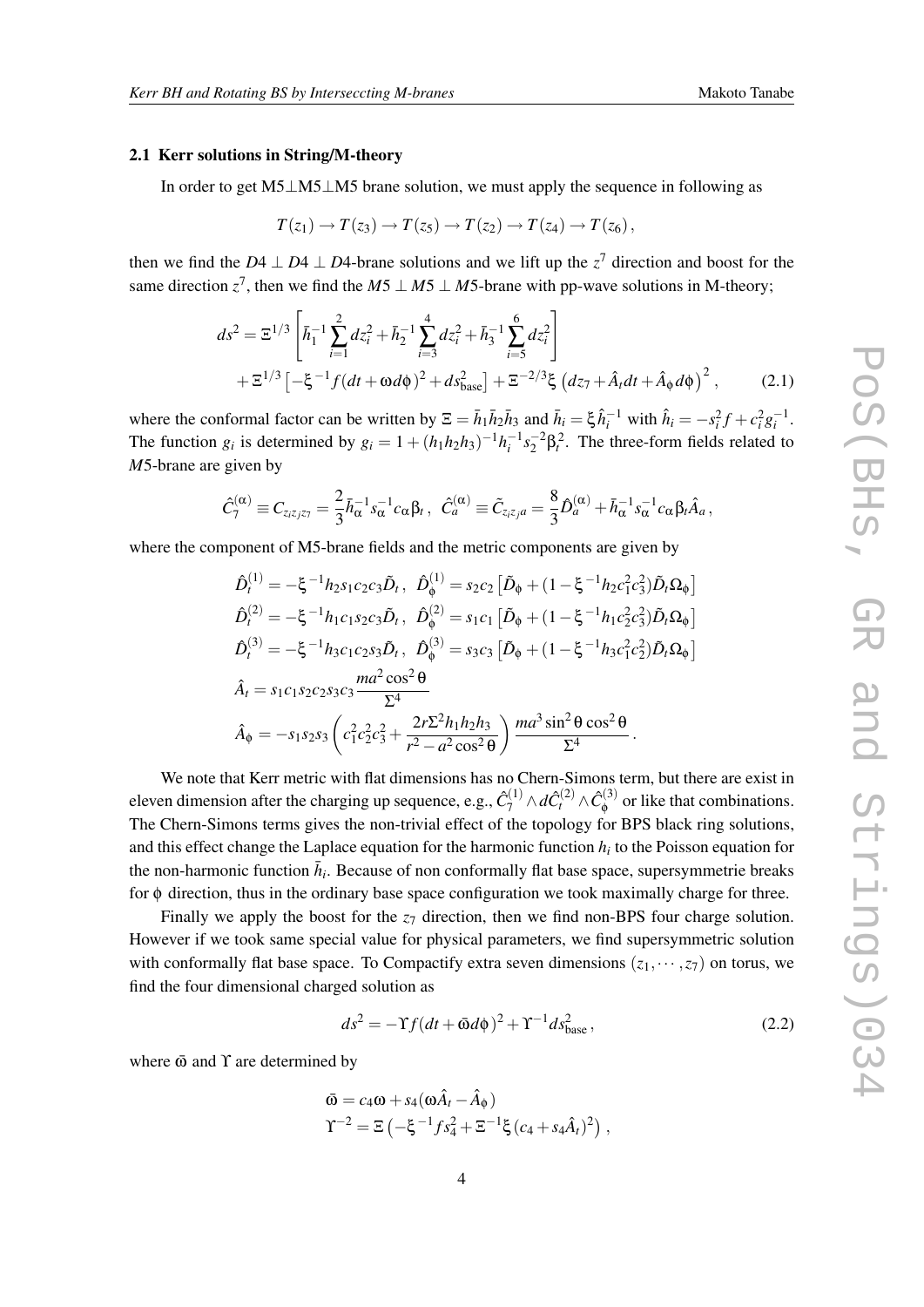### 2.1 Kerr solutions in String/M-theory

In order to get M5⊥M5⊥M5 brane solution, we must apply the sequence in following as

$$
T(z_1) \to T(z_3) \to T(z_5) \to T(z_2) \to T(z_4) \to T(z_6)\,,
$$

then we find the $D4 \perp D4 \perp D4$-brane solutions and we lift up the $z^7$ direction and boost for the same direction $z^7$, then we find the $M5 \perp M5 \perp M5$-brane with pp-wave solutions in M-theory;

$$
\begin{aligned}
ds^2 = &\ \Xi^{1/3}\left[\bar{h}_1^{-1}\sum_{i=1}^{2}dz_i^2 + \bar{h}_2^{-1}\sum_{i=3}^{4}dz_i^2 + \bar{h}_3^{-1}\sum_{i=5}^{6}dz_i^2\right] \\
&+ \Xi^{1/3}\left[-\xi^{-1}f(dt+\omega d\phi)^2 + ds^2_{\rm base}\right] + \Xi^{-2/3}\xi\left(dz_7 + \hat{A}_t dt + \hat{A}_\phi d\phi\right)^2\,,
\end{aligned}
\tag{2.1}
$$

where the conformal factor can be written by $\Xi = \bar{h}_1\bar{h}_2\bar{h}_3$ and $\bar{h}_i = \xi\hat{h}_i^{-1}$ with $\hat{h}_i = -s_i^2 f + c_i^2 g_i^{-1}$. The function $g_i$ is determined by $g_i = 1 + (h_1h_2h_3)^{-1}h_i^{-1}s_2^{-2}\beta_t^2$. The three-form fields related to $M5$-brane are given by

$$
\hat{C}_7^{(\alpha)} \equiv C_{z_iz_jz_7} = \frac{2}{3}\bar{h}_\alpha^{-1}s_\alpha^{-1}c_\alpha\beta_t\,,\ \ \hat{C}_a^{(\alpha)} \equiv \tilde{C}_{z_iz_ja} = \frac{8}{3}\hat{D}_a^{(\alpha)} + \bar{h}_\alpha^{-1}s_\alpha^{-1}c_\alpha\beta_t\hat{A}_a\,,
$$

where the component of M5-brane fields and the metric components are given by

$$
\begin{aligned}
&\hat{D}_t^{(1)} = -\xi^{-1}h_2s_1c_2c_3\tilde{D}_t\,,\ \ \hat{D}_\phi^{(1)} = s_2c_2\left[\tilde{D}_\phi + (1-\xi^{-1}h_2c_1^2c_3^2)\tilde{D}_t\Omega_\phi\right] \\
&\hat{D}_t^{(2)} = -\xi^{-1}h_1c_1s_2c_3\tilde{D}_t\,,\ \ \hat{D}_\phi^{(2)} = s_1c_1\left[\tilde{D}_\phi + (1-\xi^{-1}h_1c_2^2c_3^2)\tilde{D}_t\Omega_\phi\right] \\
&\hat{D}_t^{(3)} = -\xi^{-1}h_3c_1c_2s_3\tilde{D}_t\,,\ \ \hat{D}_\phi^{(3)} = s_3c_3\left[\tilde{D}_\phi + (1-\xi^{-1}h_3c_1^2c_2^2)\tilde{D}_t\Omega_\phi\right] \\
&\hat{A}_t = s_1c_1s_2c_2s_3c_3\frac{ma^2\cos^2\theta}{\Sigma^4} \\
&\hat{A}_\phi = -s_1s_2s_3\left(c_1^2c_2^2c_3^2 + \frac{2r\Sigma^2h_1h_2h_3}{r^2-a^2\cos^2\theta}\right)\frac{ma^3\sin^2\theta\cos^2\theta}{\Sigma^4}\,.
\end{aligned}
$$

We note that Kerr metric with flat dimensions has no Chern-Simons term, but there are exist in eleven dimension after the charging up sequence, e.g., $\hat{C}_7^{(1)} \wedge d\hat{C}_t^{(2)} \wedge \hat{C}_\phi^{(3)}$ or like that combinations. The Chern-Simons terms gives the non-trivial effect of the topology for BPS black ring solutions, and this effect change the Laplace equation for the harmonic function $h_i$ to the Poisson equation for the non-harmonic function $\bar{h}_i$. Because of non conformally flat base space, supersymmetrie breaks for $\phi$ direction, thus in the ordinary base space configuration we took maximally charge for three.

Finally we apply the boost for the $z_7$ direction, then we find non-BPS four charge solution. However if we took same special value for physical parameters, we find supersymmetric solution with conformally flat base space. To Compactify extra seven dimensions $(z_1, \cdots, z_7)$ on torus, we find the four dimensional charged solution as

$$
ds^2 = -\Upsilon f(dt + \bar{\omega}d\phi)^2 + \Upsilon^{-1}ds^2_{\rm base}\,,
\tag{2.2}
$$

where $\bar{\omega}$ and $\Upsilon$ are determined by

$$
\begin{aligned}
&\bar{\omega} = c_4\omega + s_4(\omega\hat{A}_t - \hat{A}_\phi) \\
&\Upsilon^{-2} = \Xi\left(-\xi^{-1}fs_4^2 + \Xi^{-1}\xi(c_4 + s_4\hat{A}_t)^2\right)\,,
\end{aligned}
$$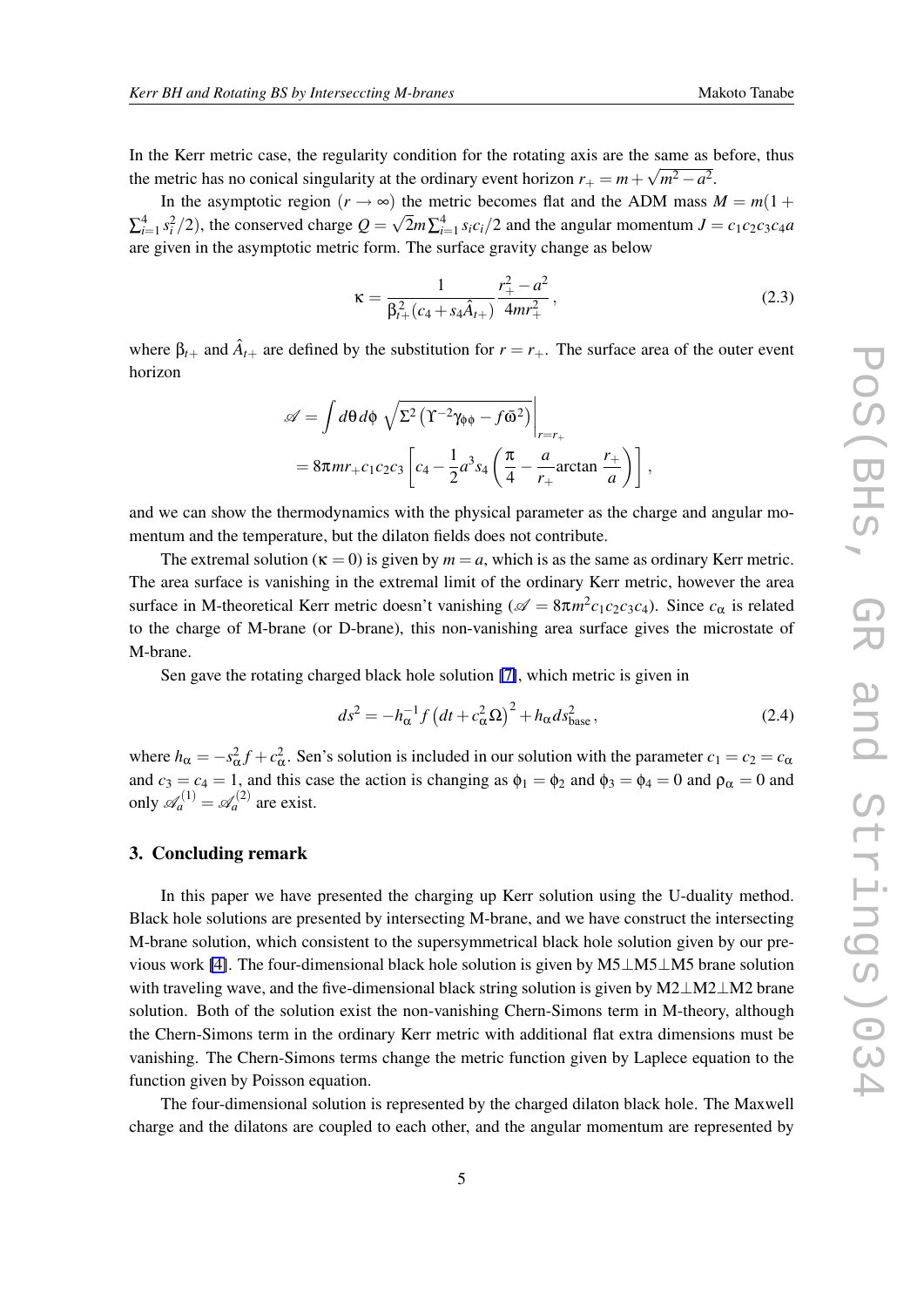In the Kerr metric case, the regularity condition for the rotating axis are the same as before, thus the metric has no conical singularity at the ordinary event horizon $r_+ = m + \sqrt{m^2 - a^2}$.

In the asymptotic region ($r \to \infty$) the metric becomes flat and the ADM mass $M = m(1 + \sum_{i=1}^{4} s_i^2/2)$, the conserved charge $Q = \sqrt{2}m \sum_{i=1}^{4} s_i c_i/2$ and the angular momentum $J = c_1 c_2 c_3 c_4 a$ are given in the asymptotic metric form. The surface gravity change as below

$$\kappa = \frac{1}{\beta_{t+}^2 (c_4 + s_4 \hat{A}_{t+})} \frac{r_+^2 - a^2}{4mr_+^2}, \tag{2.3}$$

where $\beta_{t+}$ and $\hat{A}_{t+}$ are defined by the substitution for $r = r_+$. The surface area of the outer event horizon

$$\begin{aligned}
\mathscr{A} &= \int d\theta\, d\phi\, \sqrt{\Sigma^2 \left(\Upsilon^{-2}\gamma_{\phi\phi} - f\bar{\omega}^2\right)}\Bigg|_{r=r_+} \\
&= 8\pi m r_+ c_1 c_2 c_3 \left[c_4 - \frac{1}{2}a^3 s_4 \left(\frac{\pi}{4} - \frac{a}{r_+}\arctan\frac{r_+}{a}\right)\right],
\end{aligned}$$

and we can show the thermodynamics with the physical parameter as the charge and angular momentum and the temperature, but the dilaton fields does not contribute.

The extremal solution ($\kappa = 0$) is given by $m = a$, which is as the same as ordinary Kerr metric. The area surface is vanishing in the extremal limit of the ordinary Kerr metric, however the area surface in M-theoretical Kerr metric doesn't vanishing ($\mathscr{A} = 8\pi m^2 c_1 c_2 c_3 c_4$). Since $c_\alpha$ is related to the charge of M-brane (or D-brane), this non-vanishing area surface gives the microstate of M-brane.

Sen gave the rotating charged black hole solution [7], which metric is given in

$$ds^2 = -h_\alpha^{-1} f \left(dt + c_\alpha^2 \Omega\right)^2 + h_\alpha ds_{\text{base}}^2, \tag{2.4}$$

where $h_\alpha = -s_\alpha^2 f + c_\alpha^2$. Sen's solution is included in our solution with the parameter $c_1 = c_2 = c_\alpha$ and $c_3 = c_4 = 1$, and this case the action is changing as $\phi_1 = \phi_2$ and $\phi_3 = \phi_4 = 0$ and $\rho_\alpha = 0$ and only $\mathscr{A}_a^{(1)} = \mathscr{A}_a^{(2)}$ are exist.

## 3. Concluding remark

In this paper we have presented the charging up Kerr solution using the U-duality method. Black hole solutions are presented by intersecting M-brane, and we have construct the intersecting M-brane solution, which consistent to the supersymmetrical black hole solution given by our previous work [4]. The four-dimensional black hole solution is given by M5⊥M5⊥M5 brane solution with traveling wave, and the five-dimensional black string solution is given by M2⊥M2⊥M2 brane solution. Both of the solution exist the non-vanishing Chern-Simons term in M-theory, although the Chern-Simons term in the ordinary Kerr metric with additional flat extra dimensions must be vanishing. The Chern-Simons terms change the metric function given by Laplece equation to the function given by Poisson equation.

The four-dimensional solution is represented by the charged dilaton black hole. The Maxwell charge and the dilatons are coupled to each other, and the angular momentum are represented by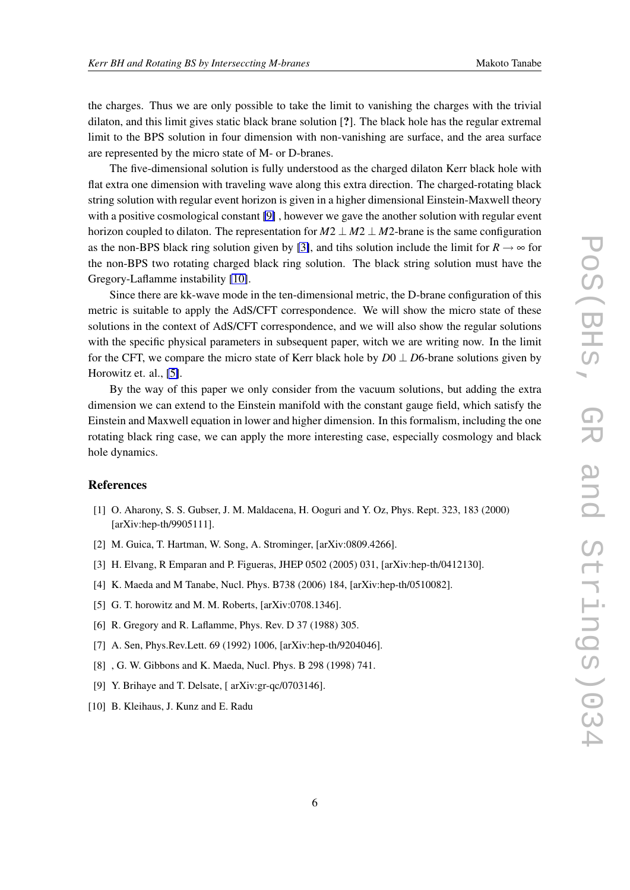the charges. Thus we are only possible to take the limit to vanishing the charges with the trivial dilaton, and this limit gives static black brane solution [**?**]. The black hole has the regular extremal limit to the BPS solution in four dimension with non-vanishing are surface, and the area surface are represented by the micro state of M- or D-branes.

The five-dimensional solution is fully understood as the charged dilaton Kerr black hole with flat extra one dimension with traveling wave along this extra direction. The charged-rotating black string solution with regular event horizon is given in a higher dimensional Einstein-Maxwell theory with a positive cosmological constant [9] , however we gave the another solution with regular event horizon coupled to dilaton. The representation for $M2 \perp M2 \perp M2$-brane is the same configuration as the non-BPS black ring solution given by [3], and tihs solution include the limit for $R \to \infty$ for the non-BPS two rotating charged black ring solution. The black string solution must have the Gregory-Laflamme instability [10].

Since there are kk-wave mode in the ten-dimensional metric, the D-brane configuration of this metric is suitable to apply the AdS/CFT correspondence. We will show the micro state of these solutions in the context of AdS/CFT correspondence, and we will also show the regular solutions with the specific physical parameters in subsequent paper, witch we are writing now. In the limit for the CFT, we compare the micro state of Kerr black hole by $D0 \perp D6$-brane solutions given by Horowitz et. al., [5].

By the way of this paper we only consider from the vacuum solutions, but adding the extra dimension we can extend to the Einstein manifold with the constant gauge field, which satisfy the Einstein and Maxwell equation in lower and higher dimension. In this formalism, including the one rotating black ring case, we can apply the more interesting case, especially cosmology and black hole dynamics.

## References

[1] O. Aharony, S. S. Gubser, J. M. Maldacena, H. Ooguri and Y. Oz, Phys. Rept. 323, 183 (2000) [arXiv:hep-th/9905111].

[2] M. Guica, T. Hartman, W. Song, A. Strominger, [arXiv:0809.4266].

[3] H. Elvang, R Emparan and P. Figueras, JHEP 0502 (2005) 031, [arXiv:hep-th/0412130].

[4] K. Maeda and M Tanabe, Nucl. Phys. B738 (2006) 184, [arXiv:hep-th/0510082].

[5] G. T. horowitz and M. M. Roberts, [arXiv:0708.1346].

[6] R. Gregory and R. Laflamme, Phys. Rev. D 37 (1988) 305.

[7] A. Sen, Phys.Rev.Lett. 69 (1992) 1006, [arXiv:hep-th/9204046].

[8] , G. W. Gibbons and K. Maeda, Nucl. Phys. B 298 (1998) 741.

[9] Y. Brihaye and T. Delsate, [ arXiv:gr-qc/0703146].

[10] B. Kleihaus, J. Kunz and E. Radu